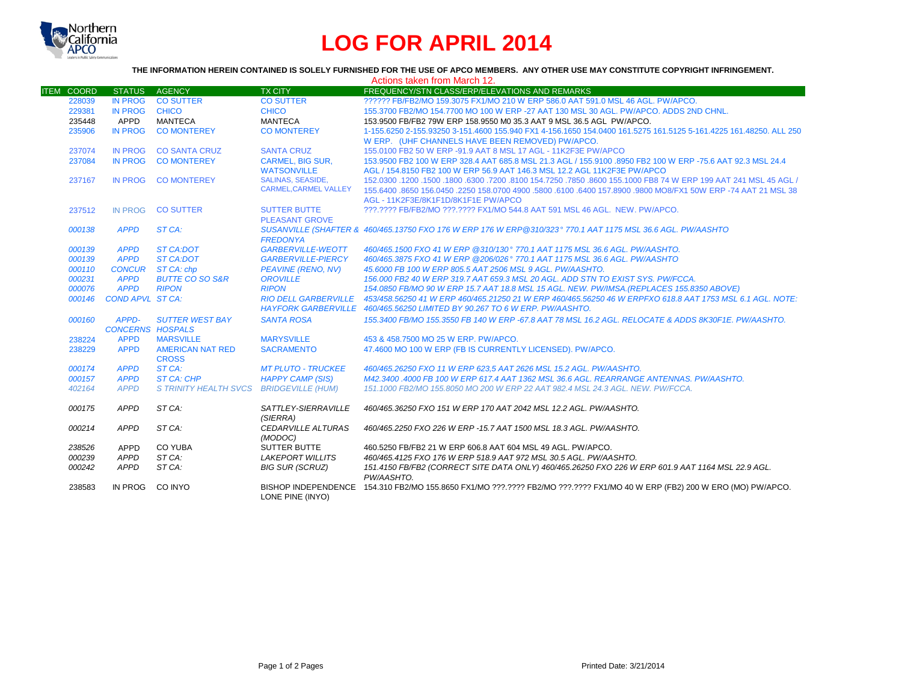# LOG FOR APRIL 2014

**THE INFORMATION HEREIN CONTAINED IS SOLELY FURNISHED FOR THE USE OF APCO MEMBERS. ANY OTHER USE MAY CONSTITUTE COPYRIGHT INFRINGEMENT.**

Actions taken from March 12.

| ITEM | COORD | STATUS | AGENCY | TX CITY | FREQUENCY/STN CLASS/ERP/ELEVATIONS AND REMARKS |
|---|---|---|---|---|---|
| | 228039 | IN PROG | CO SUTTER | CO SUTTER | ?????? FB/FB2/MO 159.3075 FX1/MO 210 W ERP 586.0 AAT 591.0 MSL 46 AGL. PW/APCO. |
| | 229381 | IN PROG | CHICO | CHICO | 155.3700 FB2/MO 154.7700 MO 100 W ERP -27 AAT 130 MSL 30 AGL. PW/APCO. ADDS 2ND CHNL. |
| | 235448 | APPD | MANTECA | MANTECA | 153.9500 FB/FB2 79W ERP 158.9550 M0 35.3 AAT 9 MSL 36.5 AGL PW/APCO. |
| | 235906 | IN PROG | CO MONTEREY | CO MONTEREY | 1-155.6250 2-155.93250 3-151.4600 155.940 FX1 4-156.1650 154.0400 161.5275 161.5125 5-161.4225 161.48250. ALL 250 W ERP. (UHF CHANNELS HAVE BEEN REMOVED) PW/APCO. |
| | 237074 | IN PROG | CO SANTA CRUZ | SANTA CRUZ | 155.0100 FB2 50 W ERP -91.9 AAT 8 MSL 17 AGL - 11K2F3E PW/APCO |
| | 237084 | IN PROG | CO MONTEREY | CARMEL, BIG SUR, WATSONVILLE | 153.9500 FB2 100 W ERP 328.4 AAT 685.8 MSL 21.3 AGL / 155.9100 .8950 FB2 100 W ERP -75.6 AAT 92.3 MSL 24.4 AGL / 154.8150 FB2 100 W ERP 56.9 AAT 146.3 MSL 12.2 AGL 11K2F3E PW/APCO |
| | 237167 | IN PROG | CO MONTEREY | SALINAS, SEASIDE, CARMEL,CARMEL VALLEY | 152.0300 .1200 .1500 .1800 .6300 .7200 .8100 154.7250 .7850 .8600 155.1000 FB8 74 W ERP 199 AAT 241 MSL 45 AGL / 155.6400 .8650 156.0450 .2250 158.0700 4900 .5800 .6100 .6400 157.8900 .9800 MO8/FX1 50W ERP -74 AAT 21 MSL 38 AGL - 11K2F3E/8K1F1D/8K1F1E PW/APCO |
| | 237512 | IN PROG | CO SUTTER | SUTTER BUTTE PLEASANT GROVE | ???.???? FB/FB2/MO ???.???? FX1/MO 544.8 AAT 591 MSL 46 AGL. NEW. PW/APCO. |
| | *000138* | *APPD* | *ST CA:* | *SUSANVILLE (SHAFTER & FREDONYA* | *460/465.13750 FXO 176 W ERP 176 W ERP@310/323° 770.1 AAT 1175 MSL 36.6 AGL. PW/AASHTO* |
| | *000139* | *APPD* | *ST CA:DOT* | *GARBERVILLE-WEOTT* | *460/465.1500 FXO 41 W ERP @310/130° 770.1 AAT 1175 MSL 36.6 AGL. PW/AASHTO.* |
| | *000139* | *APPD* | *ST CA:DOT* | *GARBERVILLE-PIERCY* | *460/465.3875 FXO 41 W ERP @206/026° 770.1 AAT 1175 MSL 36.6 AGL. PW/AASHTO* |
| | *000110* | *CONCUR* | *ST CA: chp* | *PEAVINE (RENO, NV)* | *45.6000 FB 100 W ERP 805.5 AAT 2506 MSL 9 AGL. PW/AASHTO.* |
| | *000231* | *APPD* | *BUTTE CO SO S&R* | *OROVILLE* | *156.000 FB2 40 W ERP 319.7 AAT 659.3 MSL 20 AGL. ADD STN TO EXIST SYS. PW/FCCA.* |
| | *000076* | *APPD* | *RIPON* | *RIPON* | *154.0850 FB/MO 90 W ERP 15.7 AAT 18.8 MSL 15 AGL. NEW. PW/IMSA.(REPLACES 155.8350 ABOVE)* |
| | *000146* | *COND APVL* | *ST CA:* | *RIO DELL GARBERVILLE HAYFORK GARBERVILLE* | *453/458.56250 41 W ERP 460/465.21250 21 W ERP 460/465.56250 46 W ERPFXO 618.8 AAT 1753 MSL 6.1 AGL. NOTE: 460/465.56250 LIMITED BY 90.267 TO 6 W ERP. PW/AASHTO.* |
| | *000160* | *APPD-CONCERNS* | *SUTTER WEST BAY HOSPALS* | *SANTA ROSA* | *155.3400 FB/MO 155.3550 FB 140 W ERP -67.8 AAT 78 MSL 16.2 AGL. RELOCATE & ADDS 8K30F1E. PW/AASHTO.* |
| | 238224 | APPD | MARSVILLE | MARYSVILLE | 453 & 458.7500 MO 25 W ERP. PW/APCO. |
| | 238229 | APPD | AMERICAN NAT RED CROSS | SACRAMENTO | 47.4600 MO 100 W ERP (FB IS CURRENTLY LICENSED). PW/APCO. |
| | *000174* | *APPD* | *ST CA:* | *MT PLUTO - TRUCKEE* | *460/465.26250 FXO 11 W ERP 623,5 AAT 2626 MSL 15.2 AGL. PW/AASHTO.* |
| | *000157* | *APPD* | *ST CA: CHP* | *HAPPY CAMP (SIS)* | *M42.3400 .4000 FB 100 W ERP 617.4 AAT 1362 MSL 36.6 AGL. REARRANGE ANTENNAS. PW/AASHTO.* |
| | *402164* | *APPD* | *S TRINITY HEALTH SVCS* | *BRIDGEVILLE (HUM)* | *151.1000 FB2/MO 155.8050 MO 200 W ERP 22 AAT 982.4 MSL 24.3 AGL. NEW. PW/FCCA.* |
| | *000175* | *APPD* | *ST CA:* | *SATTLEY-SIERRAVILLE (SIERRA)* | *460/465.36250 FXO 151 W ERP 170 AAT 2042 MSL 12.2 AGL. PW/AASHTO.* |
| | *000214* | *APPD* | *ST CA:* | *CEDARVILLE ALTURAS (MODOC)* | *460/465.2250 FXO 226 W ERP -15.7 AAT 1500 MSL 18.3 AGL. PW/AASHTO.* |
| | *238526* | APPD | CO YUBA | SUTTER BUTTE | 460.5250 FB/FB2 21 W ERP 606.8 AAT 604 MSL 49 AGL. PW/APCO. |
| | *000239* | *APPD* | *ST CA:* | *LAKEPORT WILLITS* | *460/465.4125 FXO 176 W ERP 518.9 AAT 972 MSL 30.5 AGL. PW/AASHTO.* |
| | *000242* | *APPD* | *ST CA:* | *BIG SUR (SCRUZ)* | *151.4150 FB/FB2 (CORRECT SITE DATA ONLY) 460/465.26250 FXO 226 W ERP 601.9 AAT 1164 MSL 22.9 AGL. PW/AASHTO.* |
| | 238583 | IN PROG | CO INYO | BISHOP INDEPENDENCE LONE PINE (INYO) | 154.310 FB2/MO 155.8650 FX1/MO ???.???? FB2/MO ???.???? FX1/MO 40 W ERP (FB2) 200 W ERO (MO) PW/APCO. |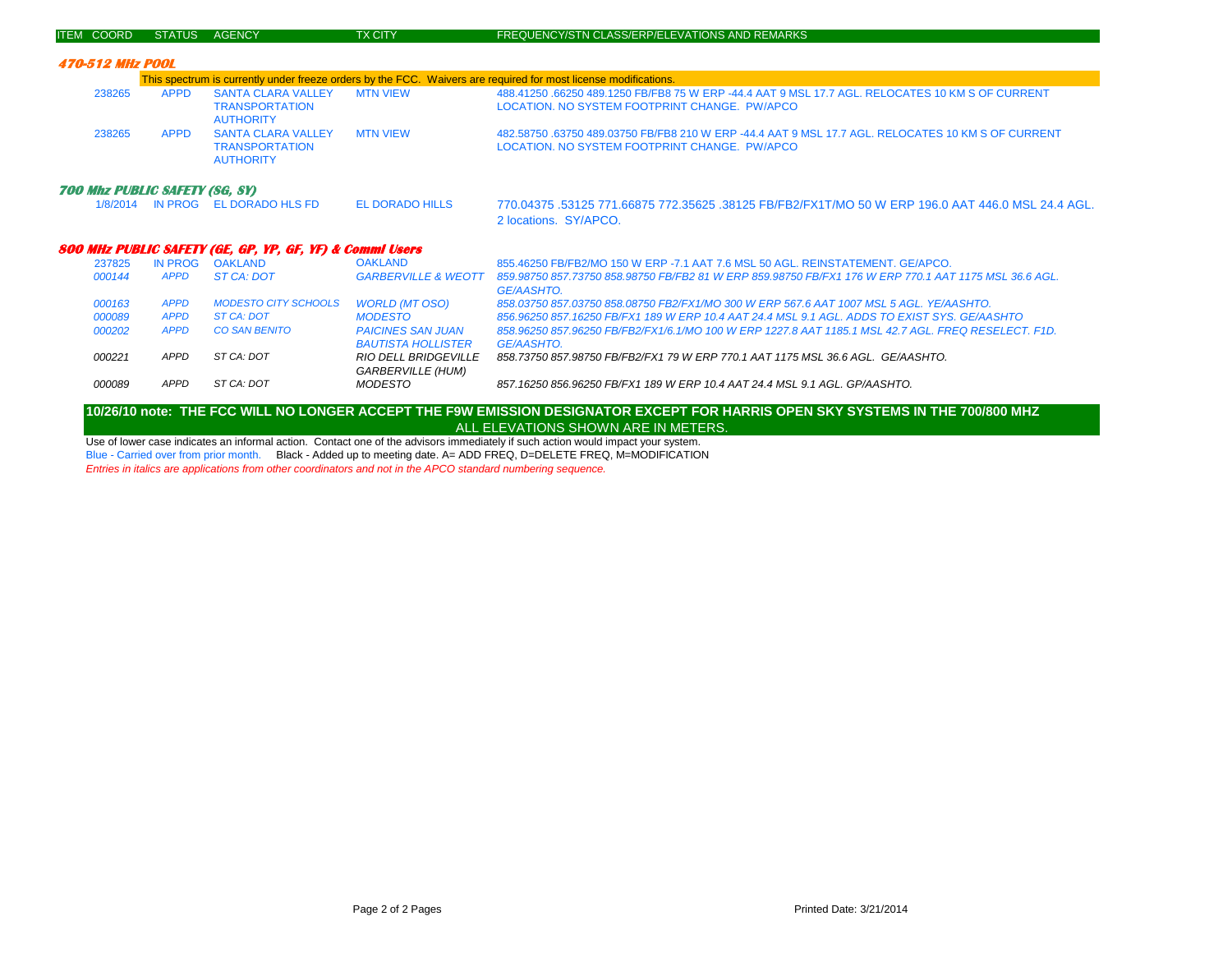| ITEM | COORD | STATUS | AGENCY | TX CITY | FREQUENCY/STN CLASS/ERP/ELEVATIONS AND REMARKS |
|---|---|---|---|---|---|

### *470-512 MHz POOL*

This spectrum is currently under freeze orders by the FCC. Waivers are required for most license modifications.

| ITEM | STATUS | AGENCY | TX CITY | FREQUENCY/STN CLASS/ERP/ELEVATIONS AND REMARKS |
|---|---|---|---|---|
| 238265 | APPD | SANTA CLARA VALLEY TRANSPORTATION AUTHORITY | MTN VIEW | 488.41250 .66250 489.1250 FB/FB8 75 W ERP -44.4 AAT 9 MSL 17.7 AGL. RELOCATES 10 KM S OF CURRENT LOCATION. NO SYSTEM FOOTPRINT CHANGE. PW/APCO |
| 238265 | APPD | SANTA CLARA VALLEY TRANSPORTATION AUTHORITY | MTN VIEW | 482.58750 .63750 489.03750 FB/FB8 210 W ERP -44.4 AAT 9 MSL 17.7 AGL. RELOCATES 10 KM S OF CURRENT LOCATION. NO SYSTEM FOOTPRINT CHANGE. PW/APCO |

### *700 Mhz PUBLIC SAFETY (SG, SY)*

| ITEM | STATUS | AGENCY | TX CITY | FREQUENCY/STN CLASS/ERP/ELEVATIONS AND REMARKS |
|---|---|---|---|---|
| 1/8/2014 | IN PROG | EL DORADO HLS FD | EL DORADO HILLS | 770.04375 .53125 771.66875 772.35625 .38125 FB/FB2/FX1T/MO 50 W ERP 196.0 AAT 446.0 MSL 24.4 AGL. 2 locations. SY/APCO. |

### *800 MHz PUBLIC SAFETY (GE, GP, YP, GF, YF) & Comml Users*

| ITEM | STATUS | AGENCY | TX CITY | FREQUENCY/STN CLASS/ERP/ELEVATIONS AND REMARKS |
|---|---|---|---|---|
| 237825 | IN PROG | OAKLAND | OAKLAND | 855.46250 FB/FB2/MO 150 W ERP -7.1 AAT 7.6 MSL 50 AGL. REINSTATEMENT. GE/APCO. |
| *000144* | *APPD* | *ST CA: DOT* | *GARBERVILLE & WEOTT* | *859.98750 857.73750 858.98750 FB/FB2 81 W ERP 859.98750 FB/FX1 176 W ERP 770.1 AAT 1175 MSL 36.6 AGL. GE/AASHTO.* |
| *000163* | *APPD* | *MODESTO CITY SCHOOLS* | *WORLD (MT OSO)* | *858.03750 857.03750 858.08750 FB2/FX1/MO 300 W ERP 567.6 AAT 1007 MSL 5 AGL. YE/AASHTO.* |
| *000089* | *APPD* | *ST CA: DOT* | *MODESTO* | *856.96250 857.16250 FB/FX1 189 W ERP 10.4 AAT 24.4 MSL 9.1 AGL. ADDS TO EXIST SYS. GE/AASHTO* |
| *000202* | *APPD* | *CO SAN BENITO* | *PAICINES SAN JUAN BAUTISTA HOLLISTER* | *858.96250 857.96250 FB/FB2/FX1/6.1/MO 100 W ERP 1227.8 AAT 1185.1 MSL 42.7 AGL. FREQ RESELECT. F1D. GE/AASHTO.* |
| *000221* | *APPD* | *ST CA: DOT* | *RIO DELL BRIDGEVILLE GARBERVILLE (HUM)* | *858.73750 857.98750 FB/FB2/FX1 79 W ERP 770.1 AAT 1175 MSL 36.6 AGL. GE/AASHTO.* |
| *000089* | *APPD* | *ST CA: DOT* | *MODESTO* | *857.16250 856.96250 FB/FX1 189 W ERP 10.4 AAT 24.4 MSL 9.1 AGL. GP/AASHTO.* |

**10/26/10 note: THE FCC WILL NO LONGER ACCEPT THE F9W EMISSION DESIGNATOR EXCEPT FOR HARRIS OPEN SKY SYSTEMS IN THE 700/800 MHZ**

ALL ELEVATIONS SHOWN ARE IN METERS.

Use of lower case indicates an informal action. Contact one of the advisors immediately if such action would impact your system.

Blue - Carried over from prior month. Black - Added up to meeting date. A= ADD FREQ, D=DELETE FREQ, M=MODIFICATION

*Entries in italics are applications from other coordinators and not in the APCO standard numbering sequence.*

Printed Date: 3/21/2014